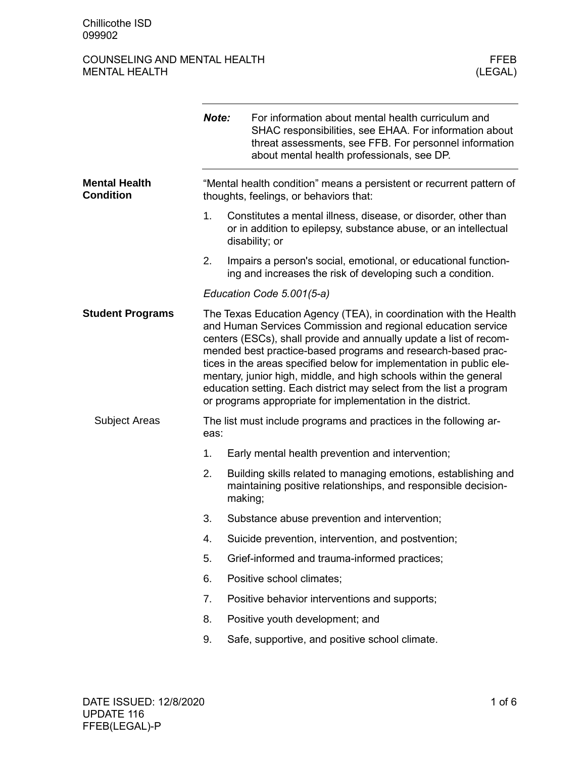Chillicothe ISD
099902

COUNSELING AND MENTAL HEALTH
MENTAL HEALTH

FFEB
(LEGAL)

***Note:*** For information about mental health curriculum and SHAC responsibilities, see EHAA. For information about threat assessments, see FFB. For personnel information about mental health professionals, see DP.

## Mental Health Condition

"Mental health condition" means a persistent or recurrent pattern of thoughts, feelings, or behaviors that:

1. Constitutes a mental illness, disease, or disorder, other than or in addition to epilepsy, substance abuse, or an intellectual disability; or
2. Impairs a person's social, emotional, or educational functioning and increases the risk of developing such a condition.

*Education Code 5.001(5-a)*

## Student Programs

The Texas Education Agency (TEA), in coordination with the Health and Human Services Commission and regional education service centers (ESCs), shall provide and annually update a list of recommended best practice-based programs and research-based practices in the areas specified below for implementation in public elementary, junior high, middle, and high schools within the general education setting. Each district may select from the list a program or programs appropriate for implementation in the district.

### Subject Areas

The list must include programs and practices in the following areas:

1. Early mental health prevention and intervention;
2. Building skills related to managing emotions, establishing and maintaining positive relationships, and responsible decision-making;
3. Substance abuse prevention and intervention;
4. Suicide prevention, intervention, and postvention;
5. Grief-informed and trauma-informed practices;
6. Positive school climates;
7. Positive behavior interventions and supports;
8. Positive youth development; and
9. Safe, supportive, and positive school climate.

DATE ISSUED: 12/8/2020
UPDATE 116
FFEB(LEGAL)-P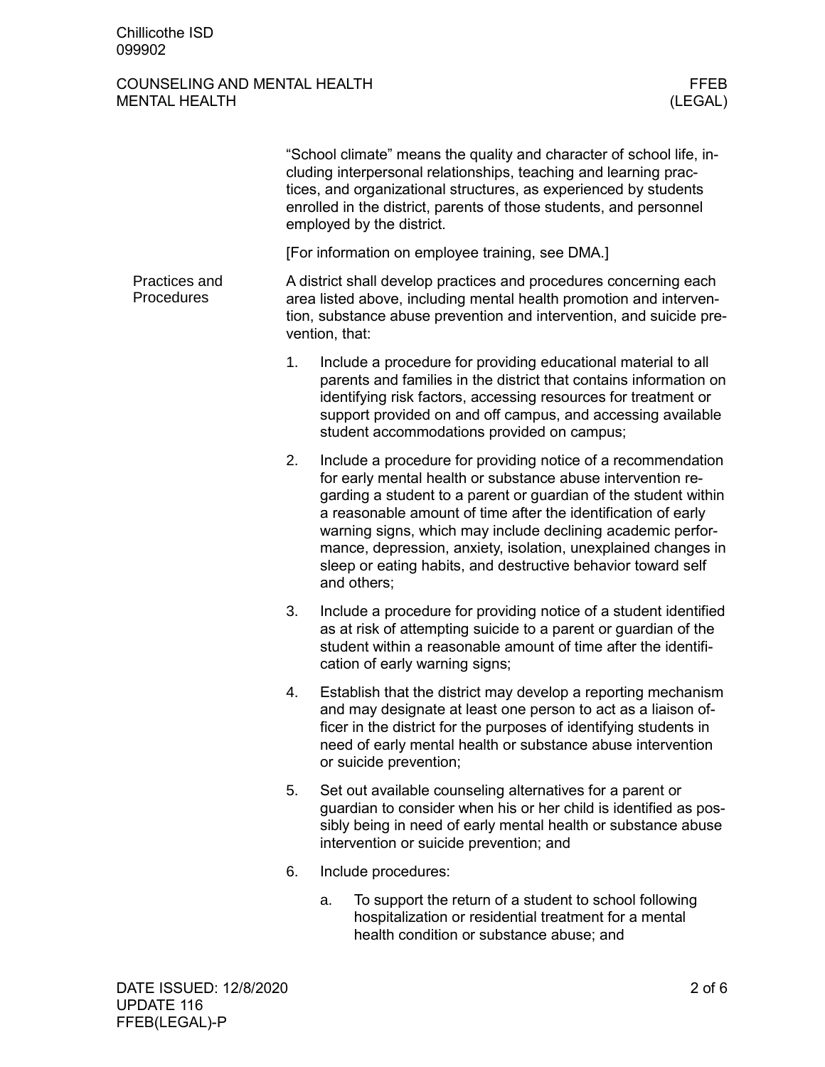"School climate" means the quality and character of school life, including interpersonal relationships, teaching and learning practices, and organizational structures, as experienced by students enrolled in the district, parents of those students, and personnel employed by the district.

[For information on employee training, see DMA.]

## Practices and Procedures

A district shall develop practices and procedures concerning each area listed above, including mental health promotion and intervention, substance abuse prevention and intervention, and suicide prevention, that:

1. Include a procedure for providing educational material to all parents and families in the district that contains information on identifying risk factors, accessing resources for treatment or support provided on and off campus, and accessing available student accommodations provided on campus;
2. Include a procedure for providing notice of a recommendation for early mental health or substance abuse intervention regarding a student to a parent or guardian of the student within a reasonable amount of time after the identification of early warning signs, which may include declining academic performance, depression, anxiety, isolation, unexplained changes in sleep or eating habits, and destructive behavior toward self and others;
3. Include a procedure for providing notice of a student identified as at risk of attempting suicide to a parent or guardian of the student within a reasonable amount of time after the identification of early warning signs;
4. Establish that the district may develop a reporting mechanism and may designate at least one person to act as a liaison officer in the district for the purposes of identifying students in need of early mental health or substance abuse intervention or suicide prevention;
5. Set out available counseling alternatives for a parent or guardian to consider when his or her child is identified as possibly being in need of early mental health or substance abuse intervention or suicide prevention; and
6. Include procedures:
   a. To support the return of a student to school following hospitalization or residential treatment for a mental health condition or substance abuse; and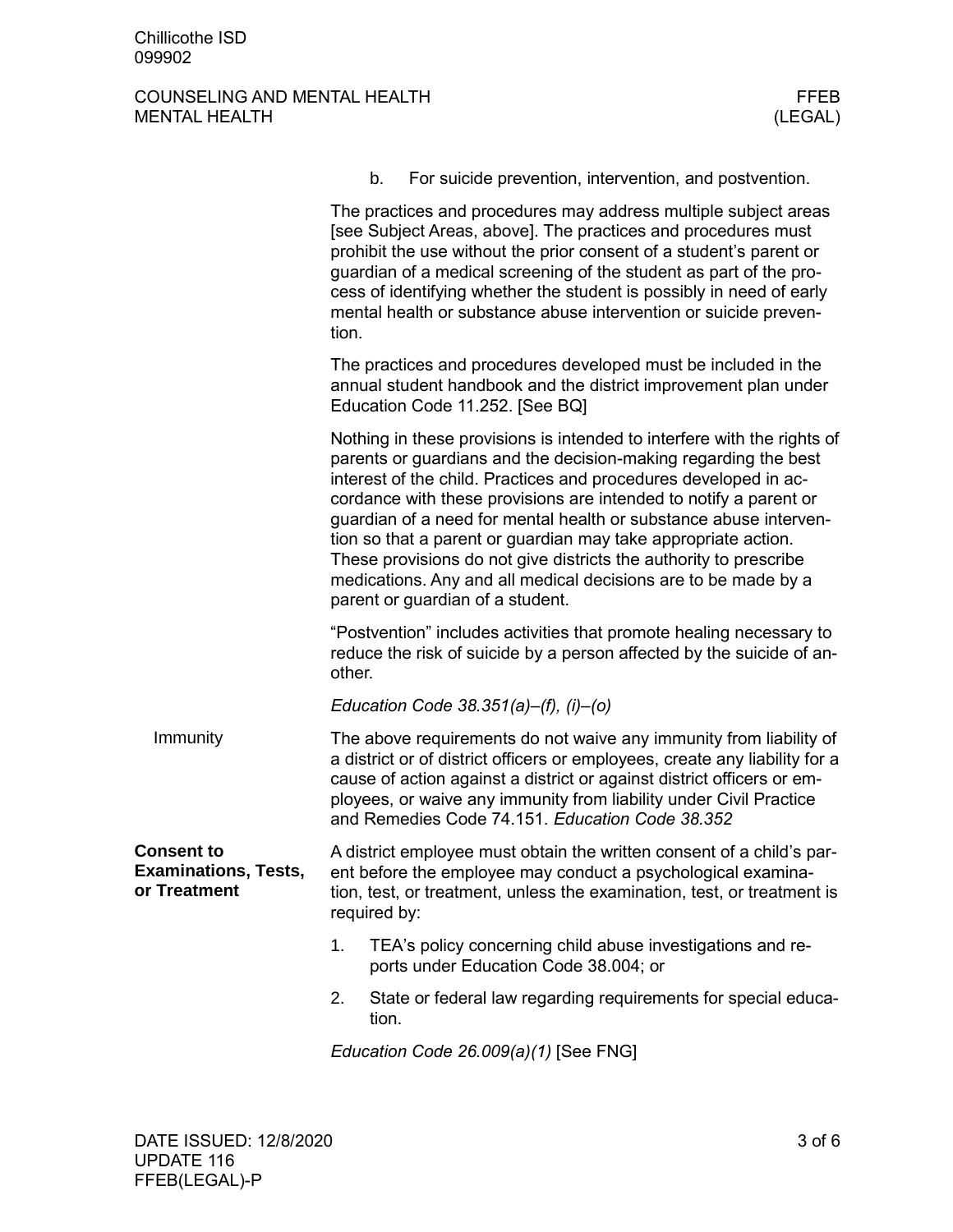b. For suicide prevention, intervention, and postvention.

The practices and procedures may address multiple subject areas [see Subject Areas, above]. The practices and procedures must prohibit the use without the prior consent of a student's parent or guardian of a medical screening of the student as part of the process of identifying whether the student is possibly in need of early mental health or substance abuse intervention or suicide prevention.

The practices and procedures developed must be included in the annual student handbook and the district improvement plan under Education Code 11.252. [See BQ]

Nothing in these provisions is intended to interfere with the rights of parents or guardians and the decision-making regarding the best interest of the child. Practices and procedures developed in accordance with these provisions are intended to notify a parent or guardian of a need for mental health or substance abuse intervention so that a parent or guardian may take appropriate action. These provisions do not give districts the authority to prescribe medications. Any and all medical decisions are to be made by a parent or guardian of a student.

"Postvention" includes activities that promote healing necessary to reduce the risk of suicide by a person affected by the suicide of another.

*Education Code 38.351(a)–(f), (i)–(o)*

#### Immunity

The above requirements do not waive any immunity from liability of a district or of district officers or employees, create any liability for a cause of action against a district or against district officers or employees, or waive any immunity from liability under Civil Practice and Remedies Code 74.151. *Education Code 38.352*

### Consent to Examinations, Tests, or Treatment

A district employee must obtain the written consent of a child's parent before the employee may conduct a psychological examination, test, or treatment, unless the examination, test, or treatment is required by:

1. TEA's policy concerning child abuse investigations and reports under Education Code 38.004; or
2. State or federal law regarding requirements for special education.

*Education Code 26.009(a)(1)* [See FNG]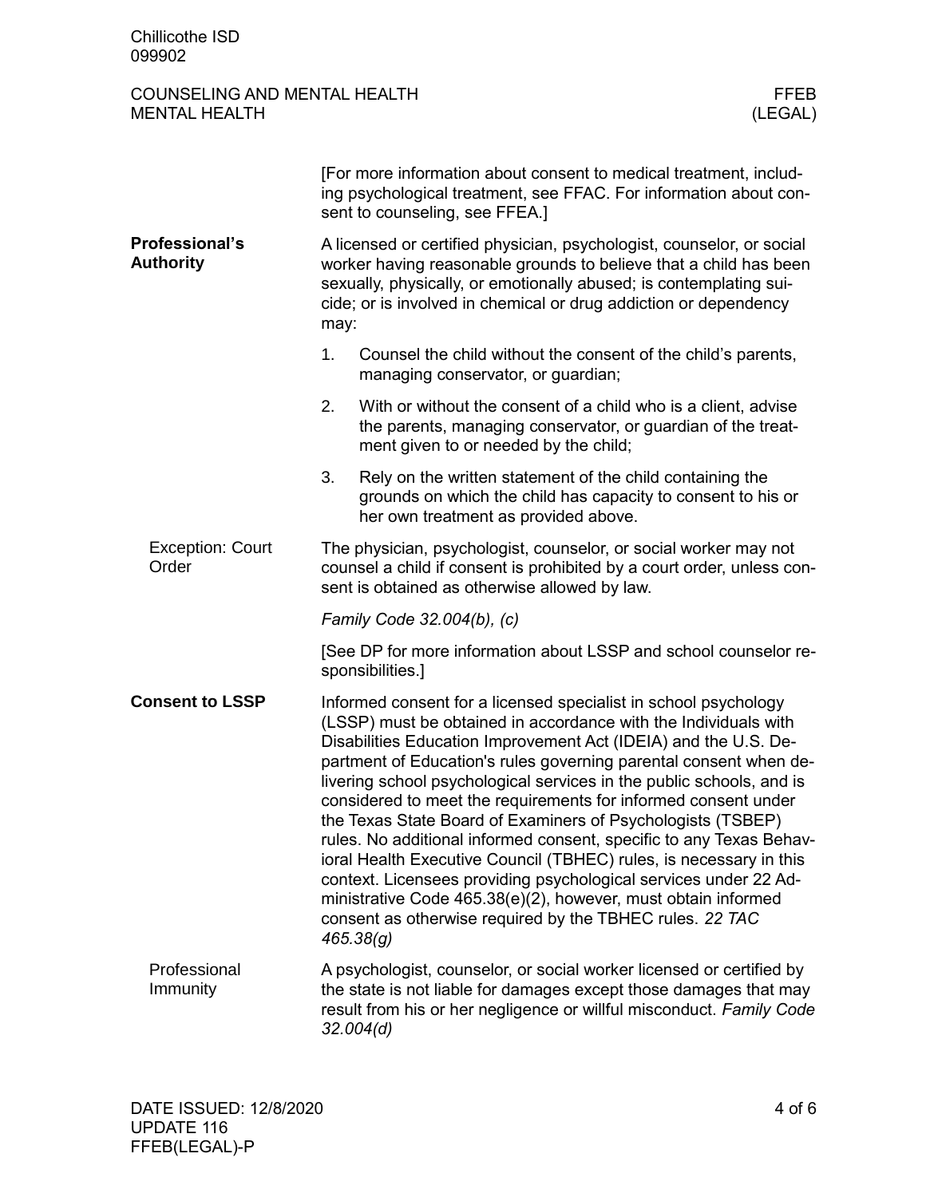[For more information about consent to medical treatment, including psychological treatment, see FFAC. For information about consent to counseling, see FFEA.]

## Professional's Authority

A licensed or certified physician, psychologist, counselor, or social worker having reasonable grounds to believe that a child has been sexually, physically, or emotionally abused; is contemplating suicide; or is involved in chemical or drug addiction or dependency may:

1. Counsel the child without the consent of the child's parents, managing conservator, or guardian;
2. With or without the consent of a child who is a client, advise the parents, managing conservator, or guardian of the treatment given to or needed by the child;
3. Rely on the written statement of the child containing the grounds on which the child has capacity to consent to his or her own treatment as provided above.

### Exception: Court Order

The physician, psychologist, counselor, or social worker may not counsel a child if consent is prohibited by a court order, unless consent is obtained as otherwise allowed by law.

*Family Code 32.004(b), (c)*

[See DP for more information about LSSP and school counselor responsibilities.]

## Consent to LSSP

Informed consent for a licensed specialist in school psychology (LSSP) must be obtained in accordance with the Individuals with Disabilities Education Improvement Act (IDEIA) and the U.S. Department of Education's rules governing parental consent when delivering school psychological services in the public schools, and is considered to meet the requirements for informed consent under the Texas State Board of Examiners of Psychologists (TSBEP) rules. No additional informed consent, specific to any Texas Behavioral Health Executive Council (TBHEC) rules, is necessary in this context. Licensees providing psychological services under 22 Administrative Code 465.38(e)(2), however, must obtain informed consent as otherwise required by the TBHEC rules. *22 TAC 465.38(g)*

### Professional Immunity

A psychologist, counselor, or social worker licensed or certified by the state is not liable for damages except those damages that may result from his or her negligence or willful misconduct. *Family Code 32.004(d)*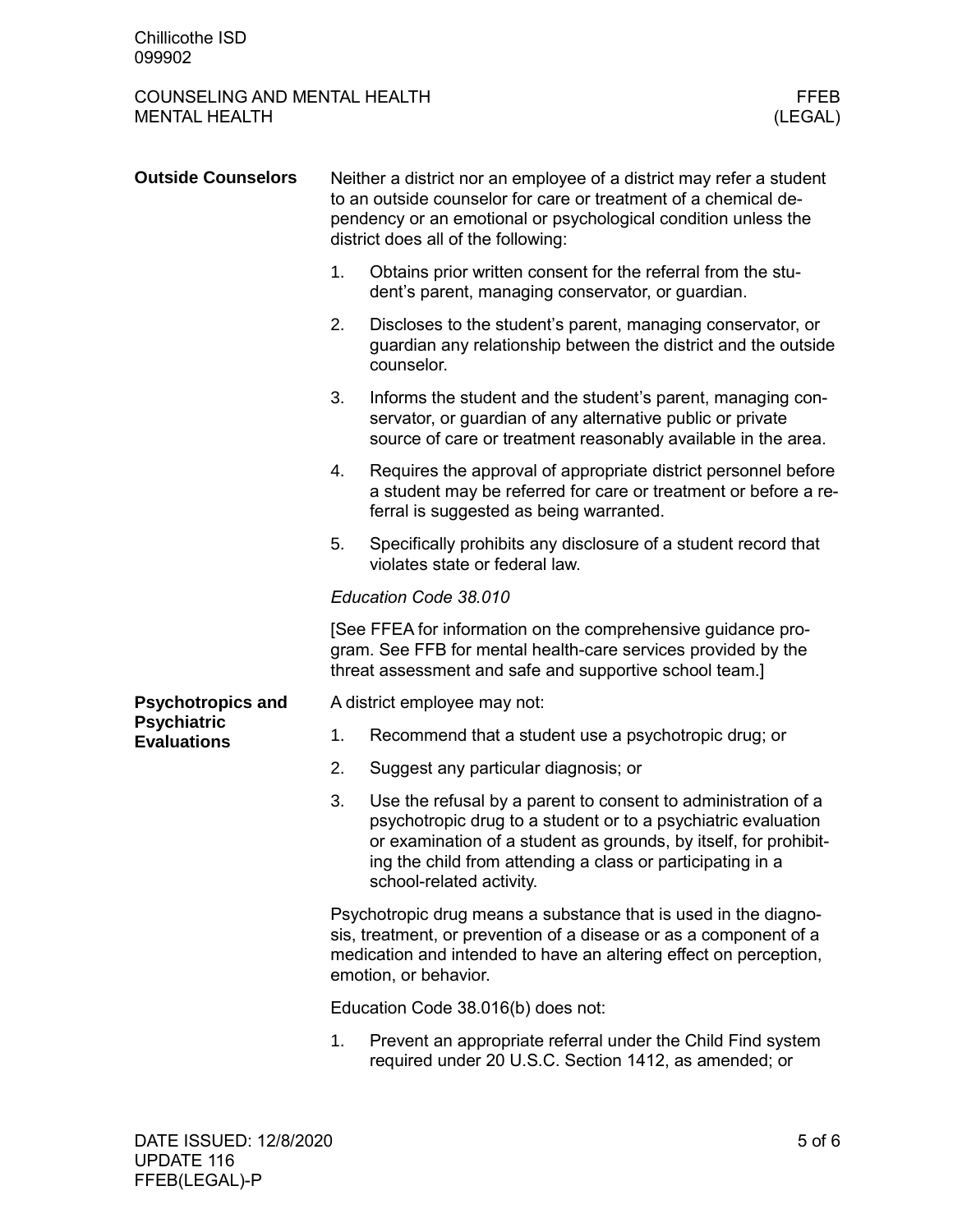## Outside Counselors

Neither a district nor an employee of a district may refer a student to an outside counselor for care or treatment of a chemical dependency or an emotional or psychological condition unless the district does all of the following:

1. Obtains prior written consent for the referral from the student's parent, managing conservator, or guardian.
2. Discloses to the student's parent, managing conservator, or guardian any relationship between the district and the outside counselor.
3. Informs the student and the student's parent, managing conservator, or guardian of any alternative public or private source of care or treatment reasonably available in the area.
4. Requires the approval of appropriate district personnel before a student may be referred for care or treatment or before a referral is suggested as being warranted.
5. Specifically prohibits any disclosure of a student record that violates state or federal law.

*Education Code 38.010*

[See FFEA for information on the comprehensive guidance program. See FFB for mental health-care services provided by the threat assessment and safe and supportive school team.]

## Psychotropics and Psychiatric Evaluations

A district employee may not:

1. Recommend that a student use a psychotropic drug; or
2. Suggest any particular diagnosis; or
3. Use the refusal by a parent to consent to administration of a psychotropic drug to a student or to a psychiatric evaluation or examination of a student as grounds, by itself, for prohibiting the child from attending a class or participating in a school-related activity.

Psychotropic drug means a substance that is used in the diagnosis, treatment, or prevention of a disease or as a component of a medication and intended to have an altering effect on perception, emotion, or behavior.

Education Code 38.016(b) does not:

1. Prevent an appropriate referral under the Child Find system required under 20 U.S.C. Section 1412, as amended; or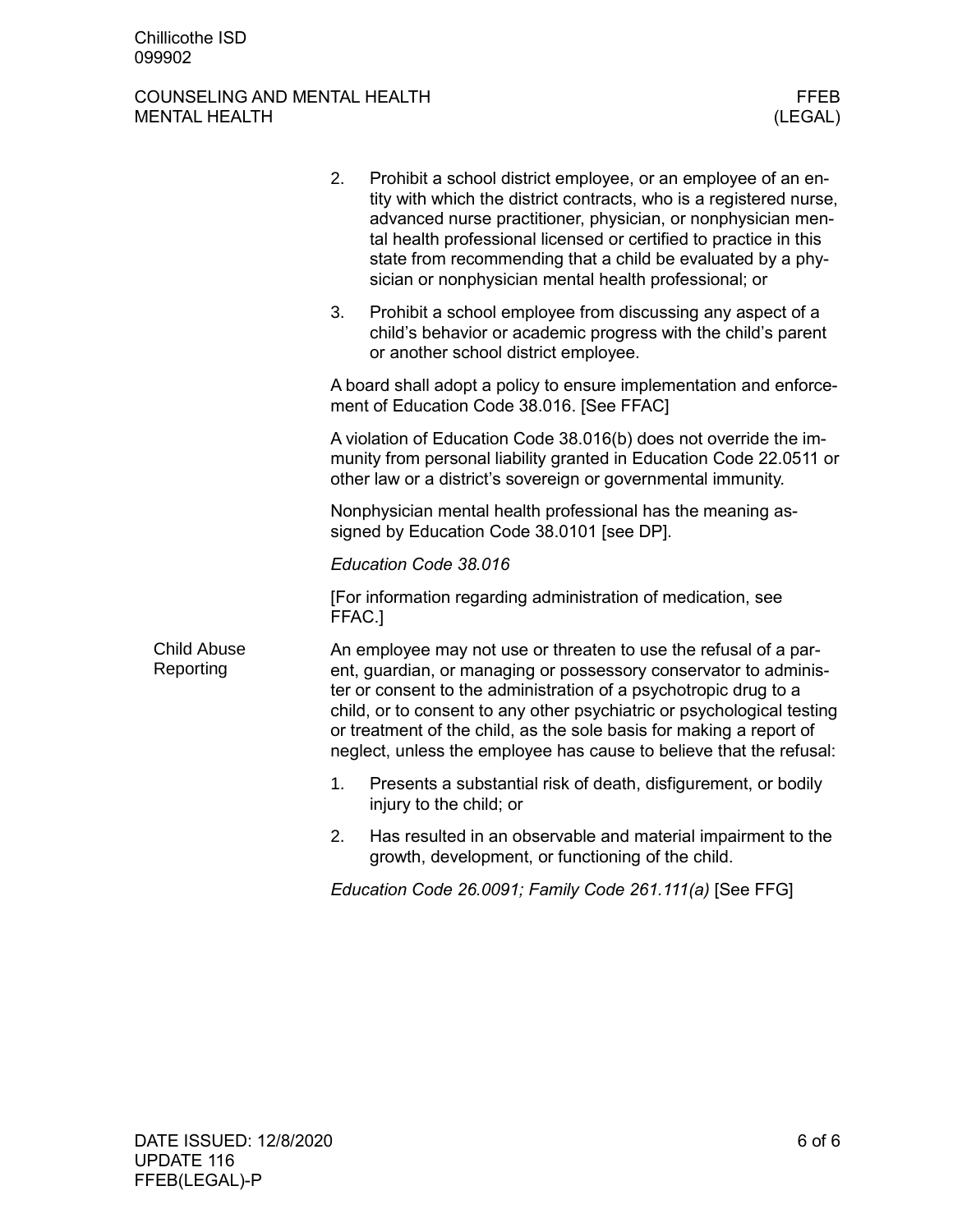2. Prohibit a school district employee, or an employee of an entity with which the district contracts, who is a registered nurse, advanced nurse practitioner, physician, or nonphysician mental health professional licensed or certified to practice in this state from recommending that a child be evaluated by a physician or nonphysician mental health professional; or
3. Prohibit a school employee from discussing any aspect of a child's behavior or academic progress with the child's parent or another school district employee.

A board shall adopt a policy to ensure implementation and enforcement of Education Code 38.016. [See FFAC]

A violation of Education Code 38.016(b) does not override the immunity from personal liability granted in Education Code 22.0511 or other law or a district's sovereign or governmental immunity.

Nonphysician mental health professional has the meaning assigned by Education Code 38.0101 [see DP].

*Education Code 38.016*

[For information regarding administration of medication, see FFAC.]

## Child Abuse Reporting

An employee may not use or threaten to use the refusal of a parent, guardian, or managing or possessory conservator to administer or consent to the administration of a psychotropic drug to a child, or to consent to any other psychiatric or psychological testing or treatment of the child, as the sole basis for making a report of neglect, unless the employee has cause to believe that the refusal:

1. Presents a substantial risk of death, disfigurement, or bodily injury to the child; or
2. Has resulted in an observable and material impairment to the growth, development, or functioning of the child.

*Education Code 26.0091; Family Code 261.111(a)* [See FFG]